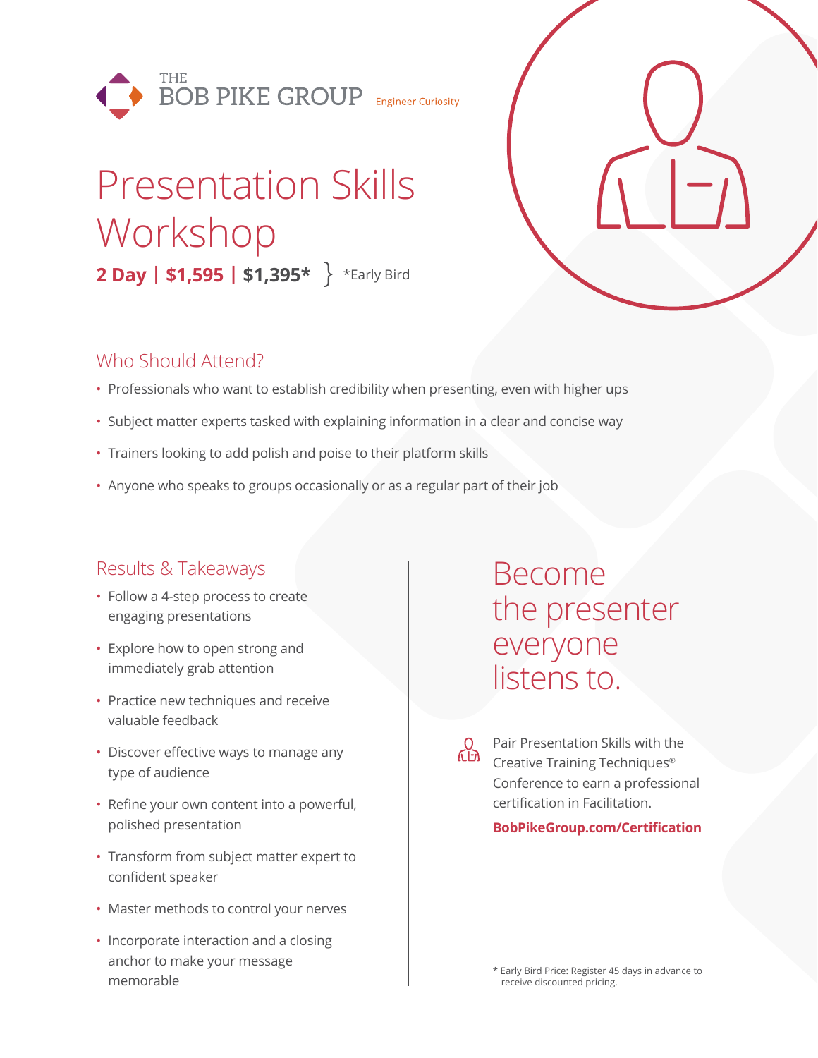THE BOB PIKE GROUP Engineer Curiosity

# Presentation Skills Workshop

**2 Day | $1,595 | $1,395*** } *Early Bird

## Who Should Attend?

- Professionals who want to establish credibility when presenting, even with higher ups
- Subject matter experts tasked with explaining information in a clear and concise way
- Trainers looking to add polish and poise to their platform skills
- Anyone who speaks to groups occasionally or as a regular part of their job

## Results & Takeaways

- Follow a 4-step process to create engaging presentations
- Explore how to open strong and immediately grab attention
- Practice new techniques and receive valuable feedback
- Discover effective ways to manage any type of audience
- Refine your own content into a powerful, polished presentation
- Transform from subject matter expert to confident speaker
- Master methods to control your nerves
- Incorporate interaction and a closing anchor to make your message memorable

## Become the presenter everyone listens to.

Pair Presentation Skills with the Creative Training Techniques® Conference to earn a professional certification in Facilitation.

**BobPikeGroup.com/Certification**

* Early Bird Price: Register 45 days in advance to receive discounted pricing.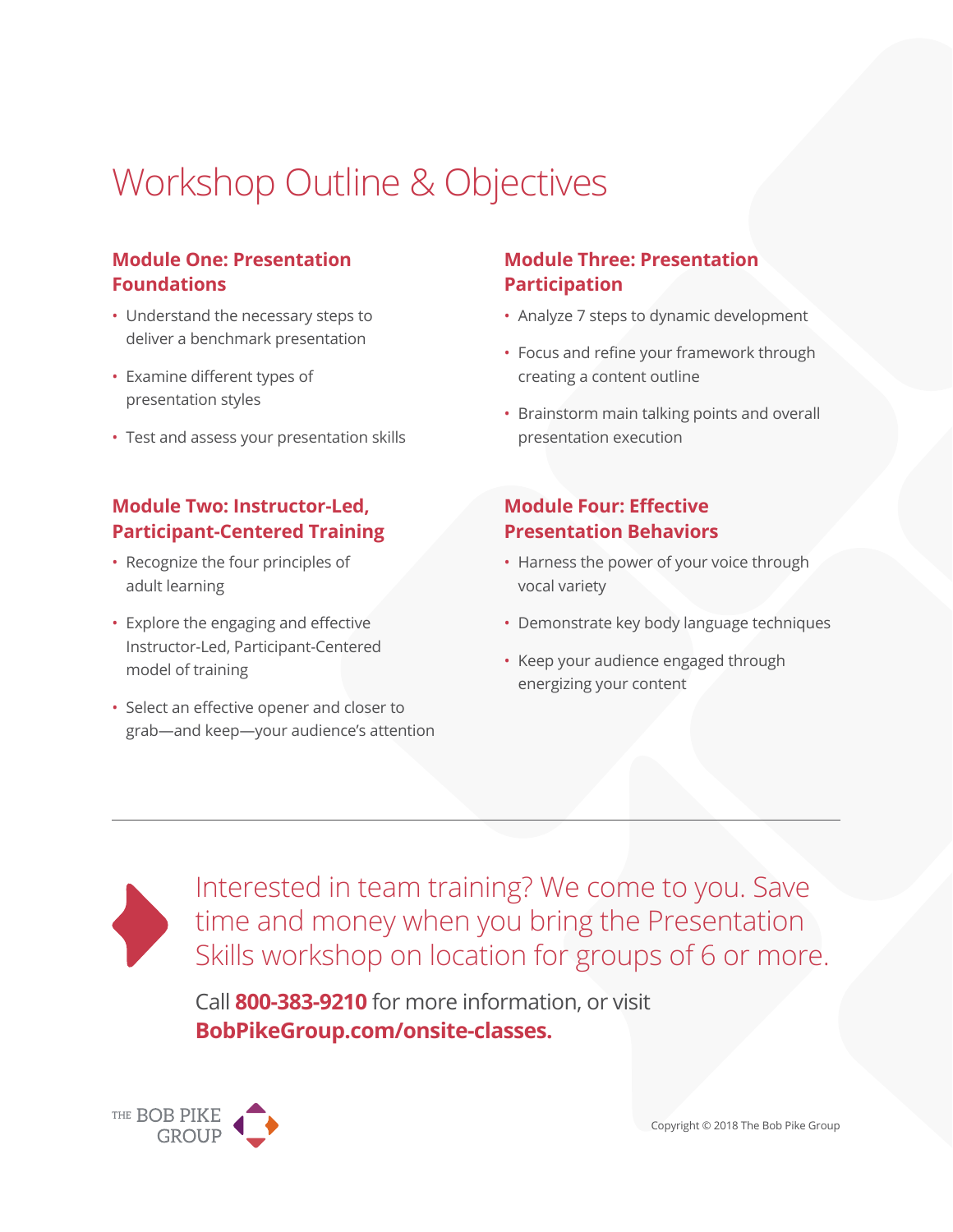# Workshop Outline & Objectives

### Module One: Presentation Foundations

- Understand the necessary steps to deliver a benchmark presentation
- Examine different types of presentation styles
- Test and assess your presentation skills

### Module Two: Instructor-Led, Participant-Centered Training

- Recognize the four principles of adult learning
- Explore the engaging and effective Instructor-Led, Participant-Centered model of training
- Select an effective opener and closer to grab—and keep—your audience's attention

### Module Three: Presentation Participation

- Analyze 7 steps to dynamic development
- Focus and refine your framework through creating a content outline
- Brainstorm main talking points and overall presentation execution

### Module Four: Effective Presentation Behaviors

- Harness the power of your voice through vocal variety
- Demonstrate key body language techniques
- Keep your audience engaged through energizing your content

---

Interested in team training? We come to you. Save time and money when you bring the Presentation Skills workshop on location for groups of 6 or more.

Call **800-383-9210** for more information, or visit **BobPikeGroup.com/onsite-classes.**

THE BOB PIKE GROUP

Copyright © 2018 The Bob Pike Group